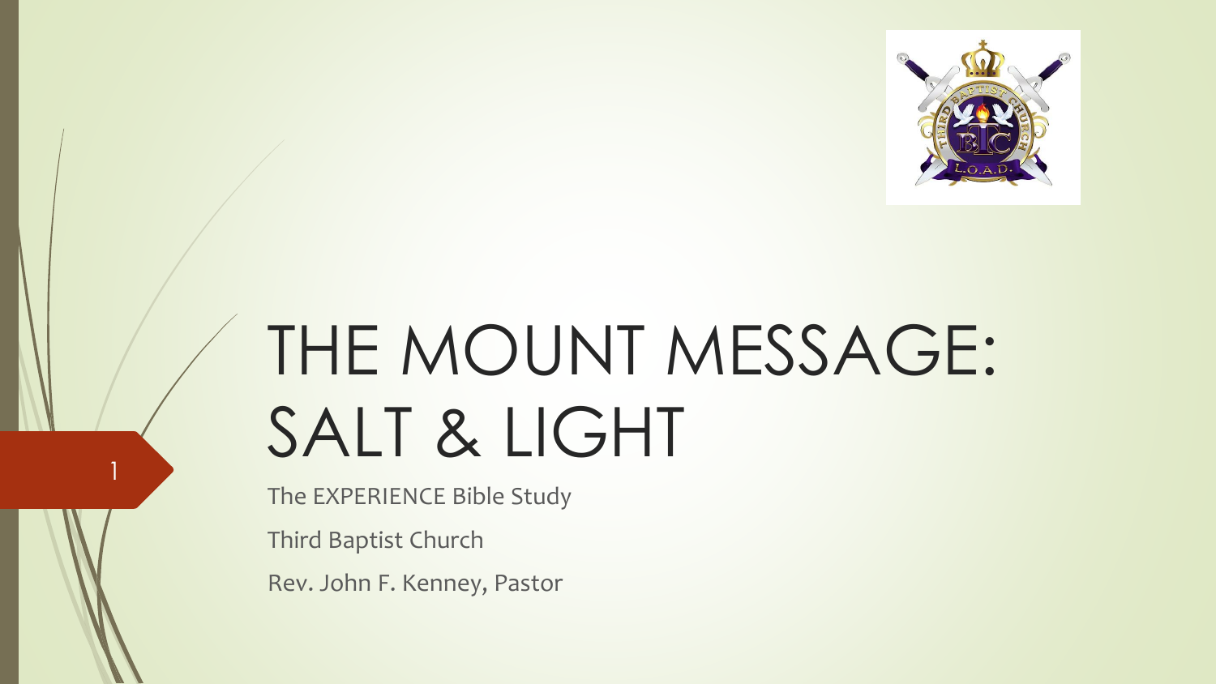# THE MOUNT MESSAGE: SALT & LIGHT

The EXPERIENCE Bible Study

Third Baptist Church

Rev. John F. Kenney, Pastor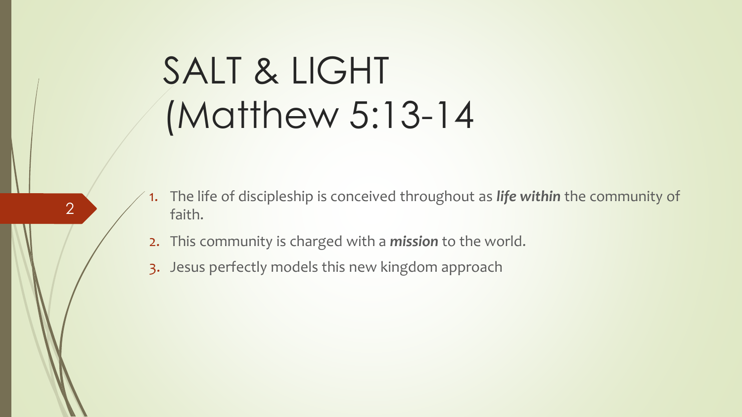# SALT & LIGHT (Matthew 5:13-14

1. The life of discipleship is conceived throughout as ***life within*** the community of faith.
2. This community is charged with a ***mission*** to the world.
3. Jesus perfectly models this new kingdom approach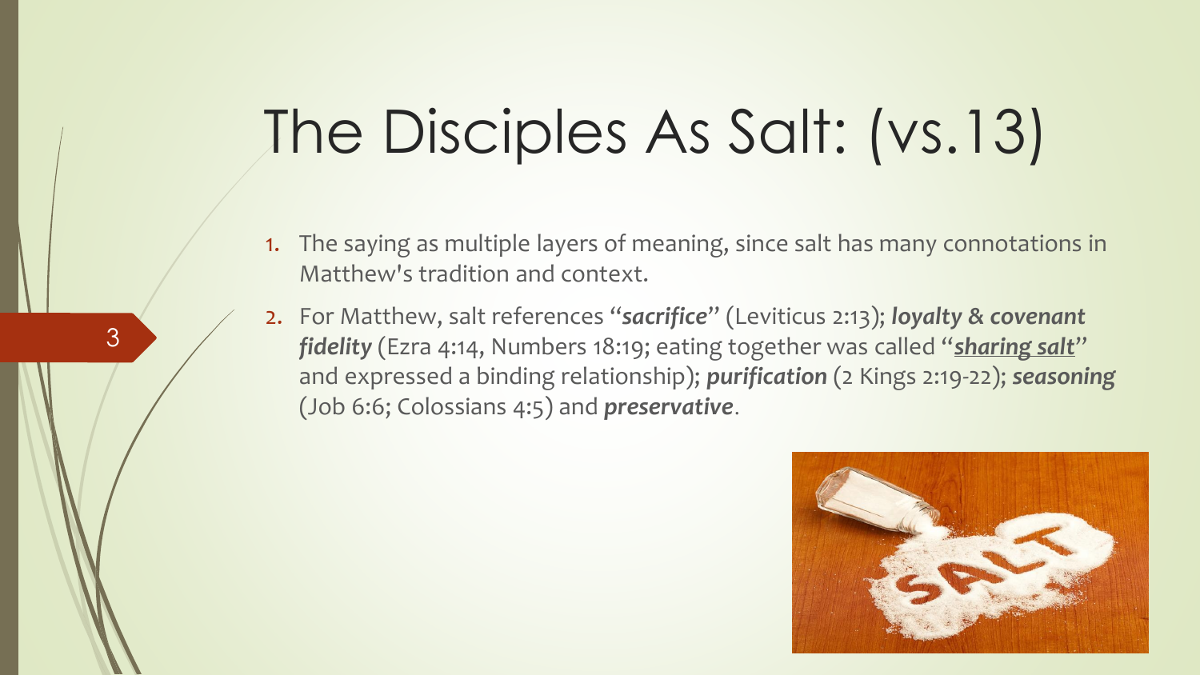# The Disciples As Salt: (vs.13)

1. The saying as multiple layers of meaning, since salt has many connotations in Matthew's tradition and context.
2. For Matthew, salt references "***sacrifice***" (Leviticus 2:13); ***loyalty & covenant fidelity*** (Ezra 4:14, Numbers 18:19; eating together was called "***sharing salt***" and expressed a binding relationship); ***purification*** (2 Kings 2:19-22); ***seasoning*** (Job 6:6; Colossians 4:5) and ***preservative***.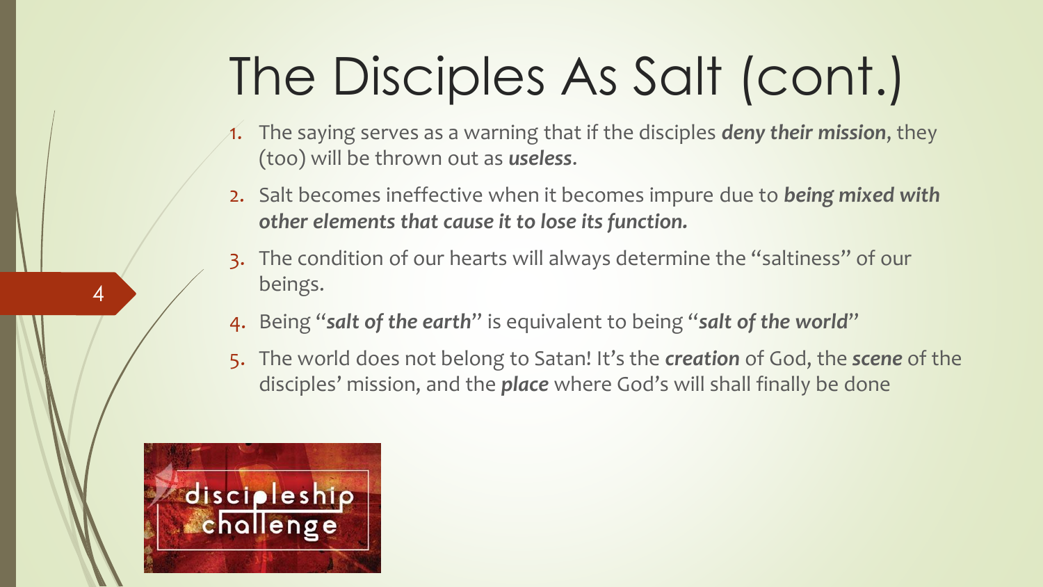# The Disciples As Salt (cont.)

1. The saying serves as a warning that if the disciples ***deny their mission***, they (too) will be thrown out as ***useless***.
2. Salt becomes ineffective when it becomes impure due to ***being mixed with other elements that cause it to lose its function.***
3. The condition of our hearts will always determine the "saltiness" of our beings.
4. Being "***salt of the earth***" is equivalent to being "***salt of the world***"
5. The world does not belong to Satan! It's the ***creation*** of God, the ***scene*** of the disciples' mission, and the ***place*** where God's will shall finally be done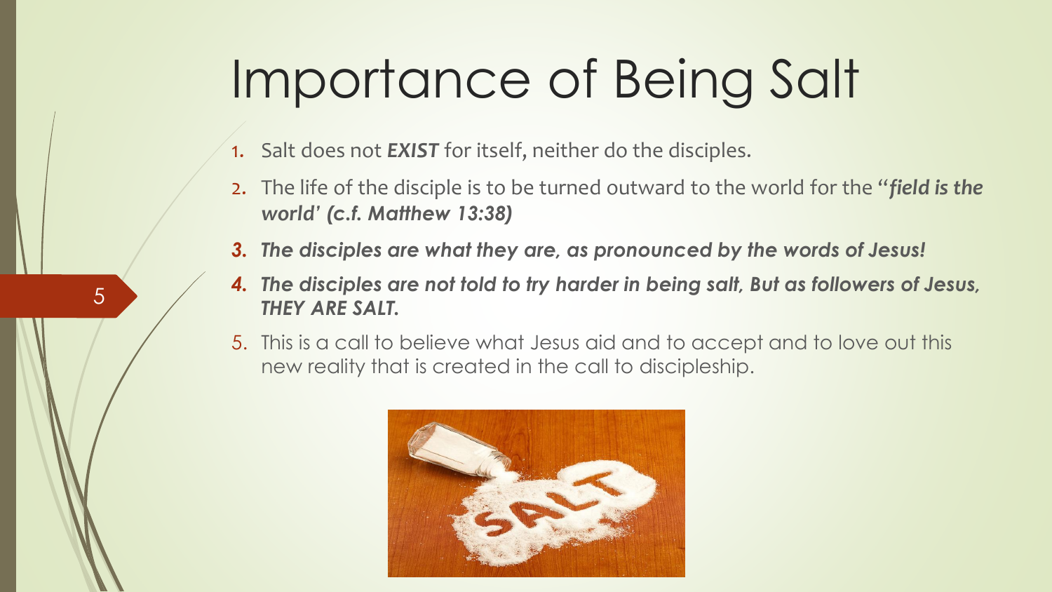# Importance of Being Salt

1. Salt does not ***EXIST*** for itself, neither do the disciples.
2. The life of the disciple is to be turned outward to the world for the "***field is the world' (c.f. Matthew 13:38)***
3. ***The disciples are what they are, as pronounced by the words of Jesus!***
4. ***The disciples are not told to try harder in being salt, But as followers of Jesus, THEY ARE SALT.***
5. This is a call to believe what Jesus aid and to accept and to love out this new reality that is created in the call to discipleship.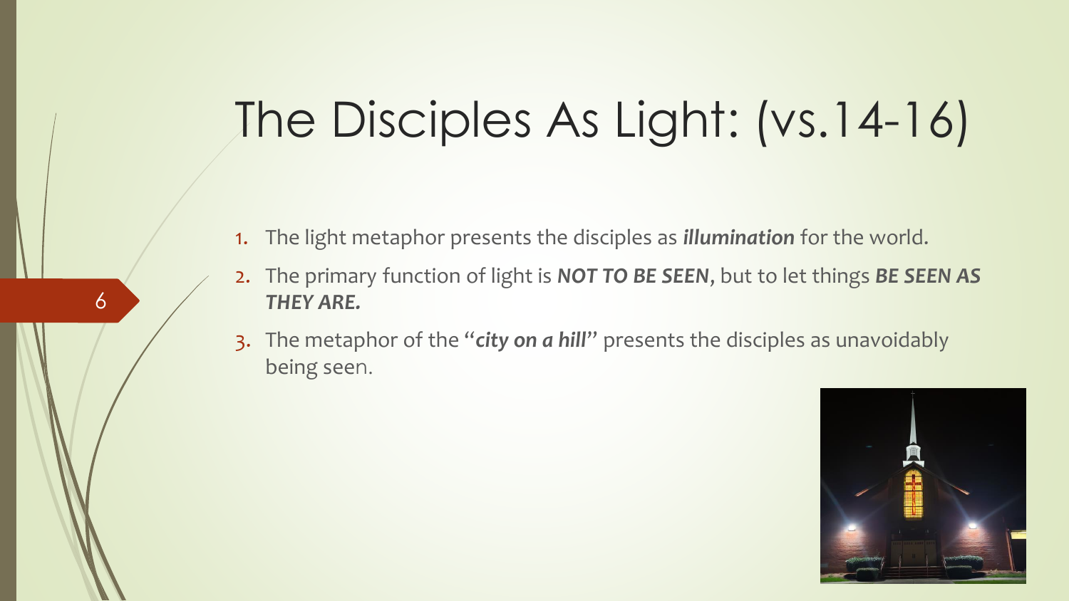# The Disciples As Light: (vs.14-16)

1. The light metaphor presents the disciples as ***illumination*** for the world.
2. The primary function of light is ***NOT TO BE SEEN***, but to let things ***BE SEEN AS THEY ARE.***
3. The metaphor of the "***city on a hill***" presents the disciples as unavoidably being seen.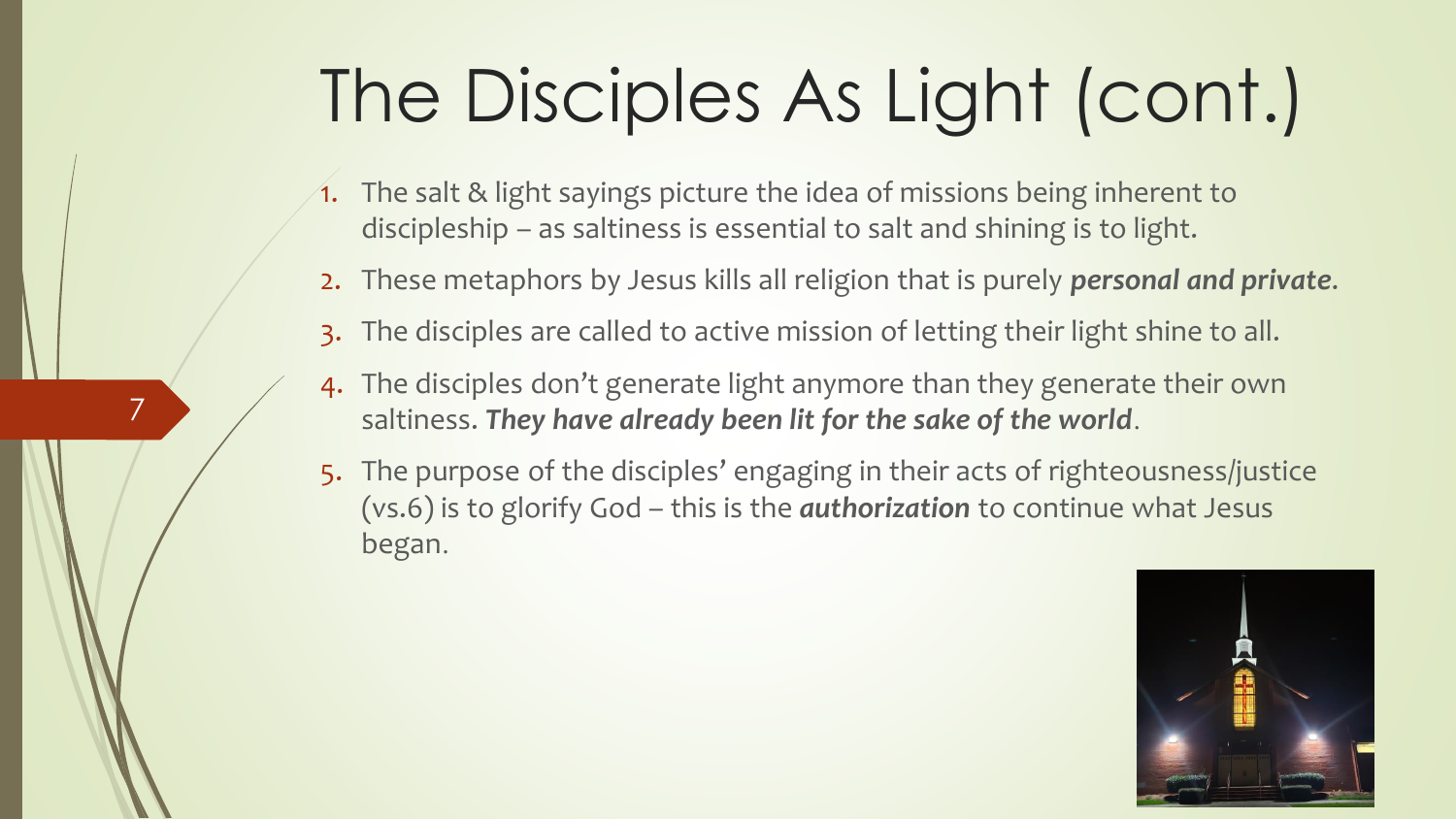# The Disciples As Light (cont.)

1. The salt & light sayings picture the idea of missions being inherent to discipleship – as saltiness is essential to salt and shining is to light.
2. These metaphors by Jesus kills all religion that is purely ***personal and private***.
3. The disciples are called to active mission of letting their light shine to all.
4. The disciples don't generate light anymore than they generate their own saltiness. ***They have already been lit for the sake of the world***.
5. The purpose of the disciples' engaging in their acts of righteousness/justice (vs.6) is to glorify God – this is the ***authorization*** to continue what Jesus began.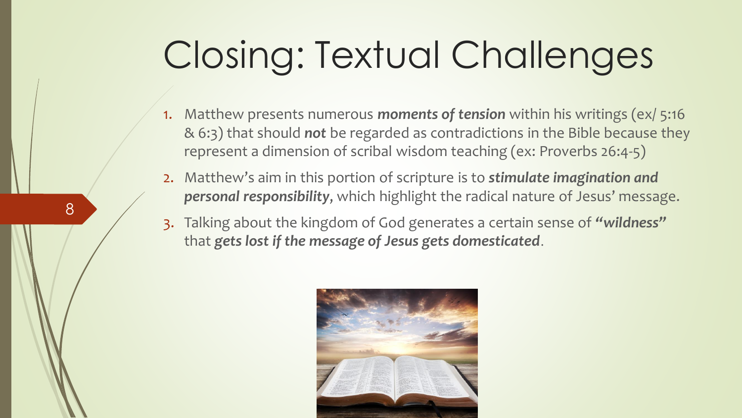# Closing: Textual Challenges

1. Matthew presents numerous ***moments of tension*** within his writings (ex/ 5:16 & 6:3) that should ***not*** be regarded as contradictions in the Bible because they represent a dimension of scribal wisdom teaching (ex: Proverbs 26:4-5)
2. Matthew's aim in this portion of scripture is to ***stimulate imagination and personal responsibility***, which highlight the radical nature of Jesus' message.
3. Talking about the kingdom of God generates a certain sense of ***"wildness"*** that ***gets lost if the message of Jesus gets domesticated***.